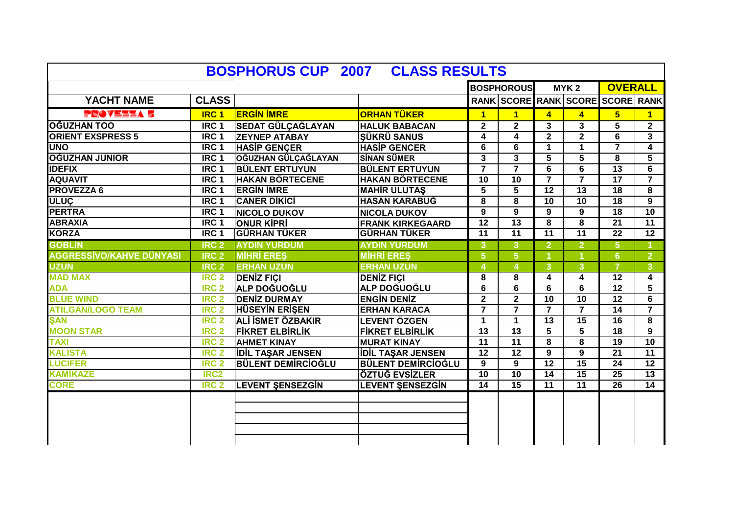# BOSPHORUS CUP 2007 CLASS RESULTS

| YACHT NAME | CLASS | | | BOSPHOROUS | | MYK 2 | | OVERALL | |
|---|---|---|---|---|---|---|---|---|---|
| | | | | RANK | SCORE | RANK | SCORE | SCORE | RANK |
| PROVEZZA 5 | IRC 1 | ERGİN İMRE | ORHAN TÜKER | 1 | 1 | 4 | 4 | 5 | 1 |
| OĞUZHAN TOO | IRC 1 | SEDAT GÜLÇAĞLAYAN | HALUK BABACAN | 2 | 2 | 3 | 3 | 5 | 2 |
| ORIENT EXSPRESS 5 | IRC 1 | ZEYNEP ATABAY | ŞÜKRÜ SANUS | 4 | 4 | 2 | 2 | 6 | 3 |
| UNO | IRC 1 | HASİP GENÇER | HASİP GENCER | 6 | 6 | 1 | 1 | 7 | 4 |
| OĞUZHAN JUNIOR | IRC 1 | OĞUZHAN GÜLÇAĞLAYAN | SİNAN SÜMER | 3 | 3 | 5 | 5 | 8 | 5 |
| IDEFIX | IRC 1 | BÜLENT ERTUYUN | BÜLENT ERTUYUN | 7 | 7 | 6 | 6 | 13 | 6 |
| AQUAVIT | IRC 1 | HAKAN BÖRTECENE | HAKAN BÖRTECENE | 10 | 10 | 7 | 7 | 17 | 7 |
| PROVEZZA 6 | IRC 1 | ERGİN İMRE | MAHİR ULUTAŞ | 5 | 5 | 12 | 13 | 18 | 8 |
| ULUÇ | IRC 1 | CANER DİKİCİ | HASAN KARABUĞ | 8 | 8 | 10 | 10 | 18 | 9 |
| PERTRA | IRC 1 | NICOLO DUKOV | NICOLA DUKOV | 9 | 9 | 9 | 9 | 18 | 10 |
| ABRAXIA | IRC 1 | ONUR KİPRİ | FRANK KIRKEGAARD | 12 | 13 | 8 | 8 | 21 | 11 |
| KORZA | IRC 1 | GÜRHAN TÜKER | GÜRHAN TÜKER | 11 | 11 | 11 | 11 | 22 | 12 |
| GOBLİN | IRC 2 | AYDIN YURDUM | AYDIN YURDUM | 3 | 3 | 2 | 2 | 5 | 1 |
| AGGRESSİVO/KAHVE DÜNYASI | IRC 2 | MİHRİ EREŞ | MİHRİ EREŞ | 5 | 5 | 1 | 1 | 6 | 2 |
| UZUN | IRC 2 | ERHAN UZUN | ERHAN UZUN | 4 | 4 | 3 | 3 | 7 | 3 |
| MAD MAX | IRC 2 | DENİZ FIÇI | DENİZ FIÇI | 8 | 8 | 4 | 4 | 12 | 4 |
| ADA | IRC 2 | ALP DOĞUOĞLU | ALP DOĞUOĞLU | 6 | 6 | 6 | 6 | 12 | 5 |
| BLUE WIND | IRC 2 | DENİZ DURMAY | ENGİN DENİZ | 2 | 2 | 10 | 10 | 12 | 6 |
| ATILGAN/LOGO TEAM | IRC 2 | HÜSEYİN ERİŞEN | ERHAN KARACA | 7 | 7 | 7 | 7 | 14 | 7 |
| ŞAN | IRC 2 | ALİ İSMET ÖZBAKIR | LEVENT ÖZGEN | 1 | 1 | 13 | 15 | 16 | 8 |
| MOON STAR | IRC 2 | FİKRET ELBİRLİK | FİKRET ELBİRLİK | 13 | 13 | 5 | 5 | 18 | 9 |
| TAXI | IRC 2 | AHMET KINAY | MURAT KINAY | 11 | 11 | 8 | 8 | 19 | 10 |
| KALISTA | IRC 2 | İDİL TAŞAR JENSEN | İDİL TAŞAR JENSEN | 12 | 12 | 9 | 9 | 21 | 11 |
| LUCIFER | IRC 2 | BÜLENT DEMİRCİOĞLU | BÜLENT DEMİRCİOĞLU | 9 | 9 | 12 | 15 | 24 | 12 |
| KAMİKAZE | IRC2 | | ÖZTUĞ EVSİZLER | 10 | 10 | 14 | 15 | 25 | 13 |
| CORE | IRC 2 | LEVENT ŞENSEZGİN | LEVENT ŞENSEZGİN | 14 | 15 | 11 | 11 | 26 | 14 |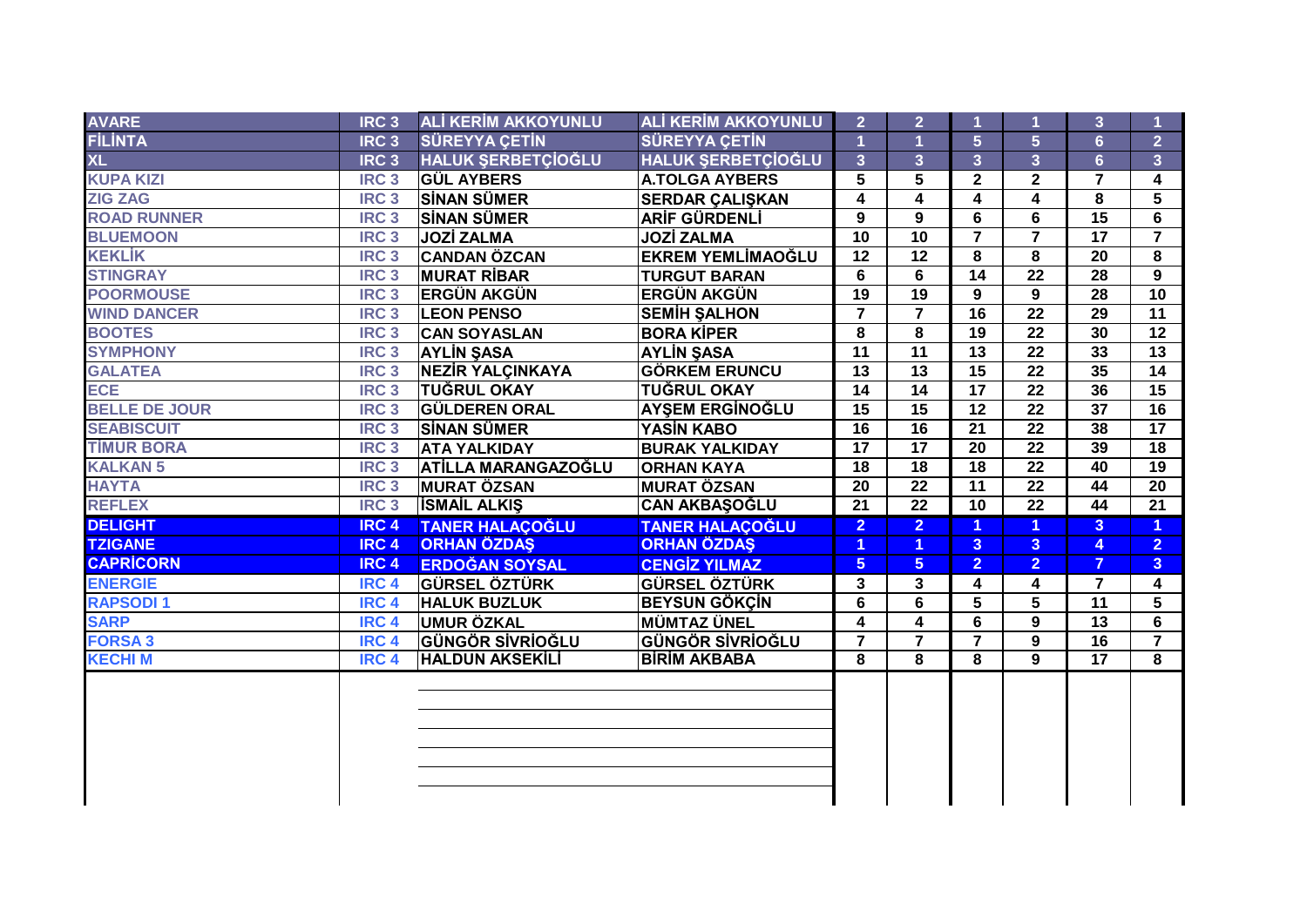| | | | | | | | | | |
|---|---|---|---|---|---|---|---|---|---|
| AVARE | IRC 3 | ALİ KERİM AKKOYUNLU | ALİ KERİM AKKOYUNLU | 2 | 2 | 1 | 1 | 3 | 1 |
| FİLİNTA | IRC 3 | SÜREYYA ÇETİN | SÜREYYA ÇETİN | 1 | 1 | 5 | 5 | 6 | 2 |
| XL | IRC 3 | HALUK ŞERBETÇİOĞLU | HALUK ŞERBETÇİOĞLU | 3 | 3 | 3 | 3 | 6 | 3 |
| KUPA KIZI | IRC 3 | GÜL AYBERS | A.TOLGA AYBERS | 5 | 5 | 2 | 2 | 7 | 4 |
| ZIG ZAG | IRC 3 | SİNAN SÜMER | SERDAR ÇALIŞKAN | 4 | 4 | 4 | 4 | 8 | 5 |
| ROAD RUNNER | IRC 3 | SİNAN SÜMER | ARİF GÜRDENLİ | 9 | 9 | 6 | 6 | 15 | 6 |
| BLUEMOON | IRC 3 | JOZİ ZALMA | JOZİ ZALMA | 10 | 10 | 7 | 7 | 17 | 7 |
| KEKLİK | IRC 3 | CANDAN ÖZCAN | EKREM YEMLİMAOĞLU | 12 | 12 | 8 | 8 | 20 | 8 |
| STINGRAY | IRC 3 | MURAT RİBAR | TURGUT BARAN | 6 | 6 | 14 | 22 | 28 | 9 |
| POORMOUSE | IRC 3 | ERGÜN AKGÜN | ERGÜN AKGÜN | 19 | 19 | 9 | 9 | 28 | 10 |
| WIND DANCER | IRC 3 | LEON PENSO | SEMİH ŞALHON | 7 | 7 | 16 | 22 | 29 | 11 |
| BOOTES | IRC 3 | CAN SOYASLAN | BORA KİPER | 8 | 8 | 19 | 22 | 30 | 12 |
| SYMPHONY | IRC 3 | AYLİN ŞASA | AYLİN ŞASA | 11 | 11 | 13 | 22 | 33 | 13 |
| GALATEA | IRC 3 | NEZİR YALÇINKAYA | GÖRKEM ERUNCU | 13 | 13 | 15 | 22 | 35 | 14 |
| ECE | IRC 3 | TUĞRUL OKAY | TUĞRUL OKAY | 14 | 14 | 17 | 22 | 36 | 15 |
| BELLE DE JOUR | IRC 3 | GÜLDEREN ORAL | AYŞEM ERGİNOĞLU | 15 | 15 | 12 | 22 | 37 | 16 |
| SEABISCUIT | IRC 3 | SİNAN SÜMER | YASİN KABO | 16 | 16 | 21 | 22 | 38 | 17 |
| TİMUR BORA | IRC 3 | ATA YALKIDAY | BURAK YALKIDAY | 17 | 17 | 20 | 22 | 39 | 18 |
| KALKAN 5 | IRC 3 | ATİLLA MARANGAZOĞLU | ORHAN KAYA | 18 | 18 | 18 | 22 | 40 | 19 |
| HAYTA | IRC 3 | MURAT ÖZSAN | MURAT ÖZSAN | 20 | 22 | 11 | 22 | 44 | 20 |
| REFLEX | IRC 3 | İSMAİL ALKIŞ | CAN AKBAŞOĞLU | 21 | 22 | 10 | 22 | 44 | 21 |
| DELIGHT | IRC 4 | TANER HALAÇOĞLU | TANER HALAÇOĞLU | 2 | 2 | 1 | 1 | 3 | 1 |
| TZIGANE | IRC 4 | ORHAN ÖZDAŞ | ORHAN ÖZDAŞ | 1 | 1 | 3 | 3 | 4 | 2 |
| CAPRİCORN | IRC 4 | ERDOĞAN SOYSAL | CENGİZ YILMAZ | 5 | 5 | 2 | 2 | 7 | 3 |
| ENERGIE | IRC 4 | GÜRSEL ÖZTÜRK | GÜRSEL ÖZTÜRK | 3 | 3 | 4 | 4 | 7 | 4 |
| RAPSODI 1 | IRC 4 | HALUK BUZLUK | BEYSUN GÖKÇİN | 6 | 6 | 5 | 5 | 11 | 5 |
| SARP | IRC 4 | UMUR ÖZKAL | MÜMTAZ ÜNEL | 4 | 4 | 6 | 9 | 13 | 6 |
| FORSA 3 | IRC 4 | GÜNGÖR SİVRİOĞLU | GÜNGÖR SİVRİOĞLU | 7 | 7 | 7 | 9 | 16 | 7 |
| KECHI M | IRC 4 | HALDUN AKSEKİLİ | BİRİM AKBABA | 8 | 8 | 8 | 9 | 17 | 8 |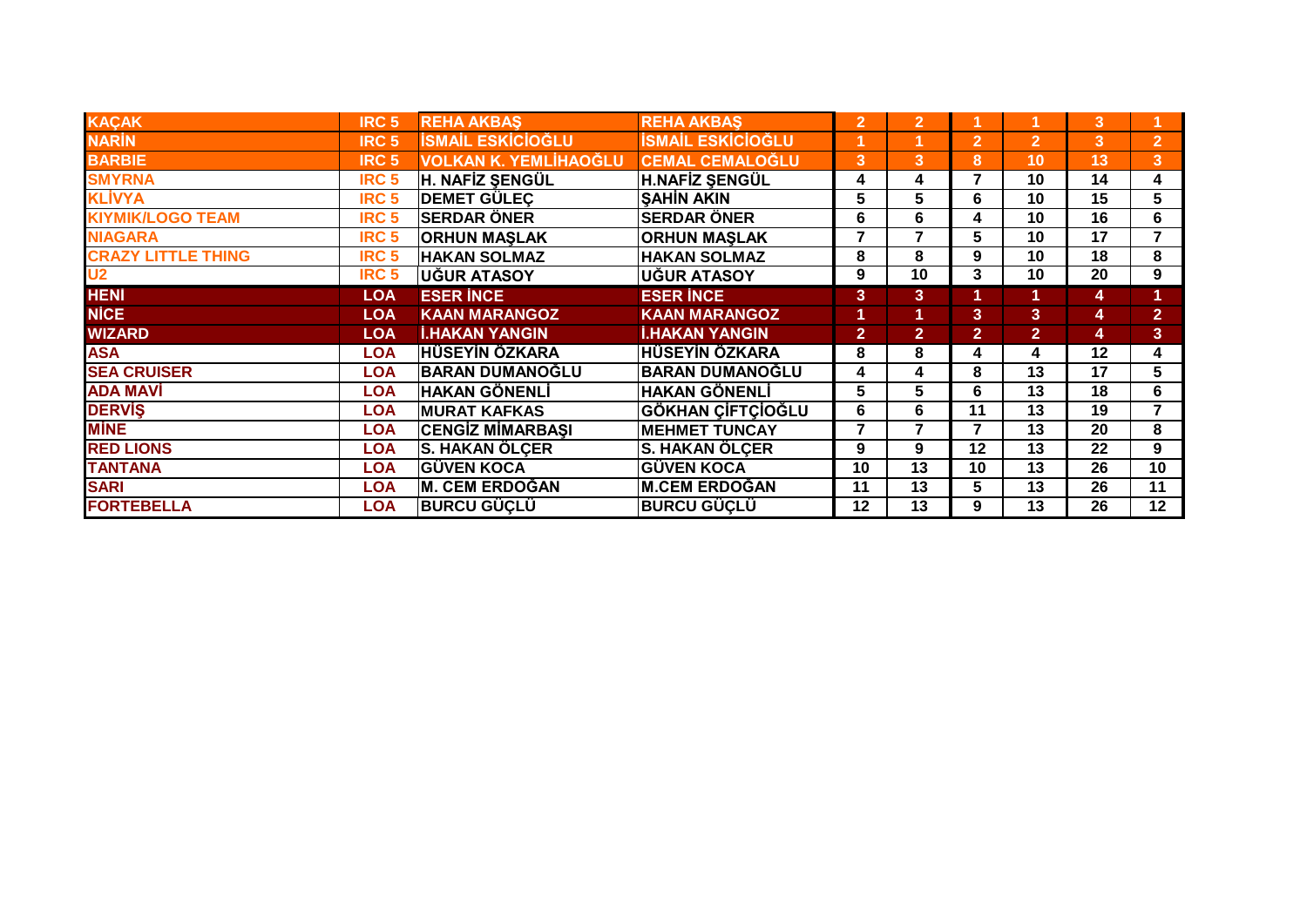| | | | | | | | | | |
|---|---|---|---|---|---|---|---|---|---|
| KAÇAK | IRC 5 | REHA AKBAŞ | REHA AKBAŞ | 2 | 2 | 1 | 1 | 3 | 1 |
| NARİN | IRC 5 | İSMAİL ESKİCİOĞLU | İSMAİL ESKİCİOĞLU | 1 | 1 | 2 | 2 | 3 | 2 |
| BARBIE | IRC 5 | VOLKAN K. YEMLİHAOĞLU | CEMAL CEMALOĞLU | 3 | 3 | 8 | 10 | 13 | 3 |
| SMYRNA | IRC 5 | H. NAFİZ ŞENGÜL | H.NAFİZ ŞENGÜL | 4 | 4 | 7 | 10 | 14 | 4 |
| KLİVYA | IRC 5 | DEMET GÜLEÇ | ŞAHİN AKIN | 5 | 5 | 6 | 10 | 15 | 5 |
| KIYMIK/LOGO TEAM | IRC 5 | SERDAR ÖNER | SERDAR ÖNER | 6 | 6 | 4 | 10 | 16 | 6 |
| NIAGARA | IRC 5 | ORHUN MAŞLAK | ORHUN MAŞLAK | 7 | 7 | 5 | 10 | 17 | 7 |
| CRAZY LITTLE THING | IRC 5 | HAKAN SOLMAZ | HAKAN SOLMAZ | 8 | 8 | 9 | 10 | 18 | 8 |
| U2 | IRC 5 | UĞUR ATASOY | UĞUR ATASOY | 9 | 10 | 3 | 10 | 20 | 9 |
| HENİ | LOA | ESER İNCE | ESER İNCE | 3 | 3 | 1 | 1 | 4 | 1 |
| NİCE | LOA | KAAN MARANGOZ | KAAN MARANGOZ | 1 | 1 | 3 | 3 | 4 | 2 |
| WIZARD | LOA | İ.HAKAN YANGIN | İ.HAKAN YANGIN | 2 | 2 | 2 | 2 | 4 | 3 |
| ASA | LOA | HÜSEYİN ÖZKARA | HÜSEYİN ÖZKARA | 8 | 8 | 4 | 4 | 12 | 4 |
| SEA CRUISER | LOA | BARAN DUMANOĞLU | BARAN DUMANOĞLU | 4 | 4 | 8 | 13 | 17 | 5 |
| ADA MAVİ | LOA | HAKAN GÖNENLİ | HAKAN GÖNENLİ | 5 | 5 | 6 | 13 | 18 | 6 |
| DERVİŞ | LOA | MURAT KAFKAS | GÖKHAN ÇİFTÇİOĞLU | 6 | 6 | 11 | 13 | 19 | 7 |
| MİNE | LOA | CENGİZ MİMARBAŞI | MEHMET TUNCAY | 7 | 7 | 7 | 13 | 20 | 8 |
| RED LIONS | LOA | S. HAKAN ÖLÇER | S. HAKAN ÖLÇER | 9 | 9 | 12 | 13 | 22 | 9 |
| TANTANA | LOA | GÜVEN KOCA | GÜVEN KOCA | 10 | 13 | 10 | 13 | 26 | 10 |
| SARI | LOA | M. CEM ERDOĞAN | M.CEM ERDOĞAN | 11 | 13 | 5 | 13 | 26 | 11 |
| FORTEBELLA | LOA | BURCU GÜÇLÜ | BURCU GÜÇLÜ | 12 | 13 | 9 | 13 | 26 | 12 |